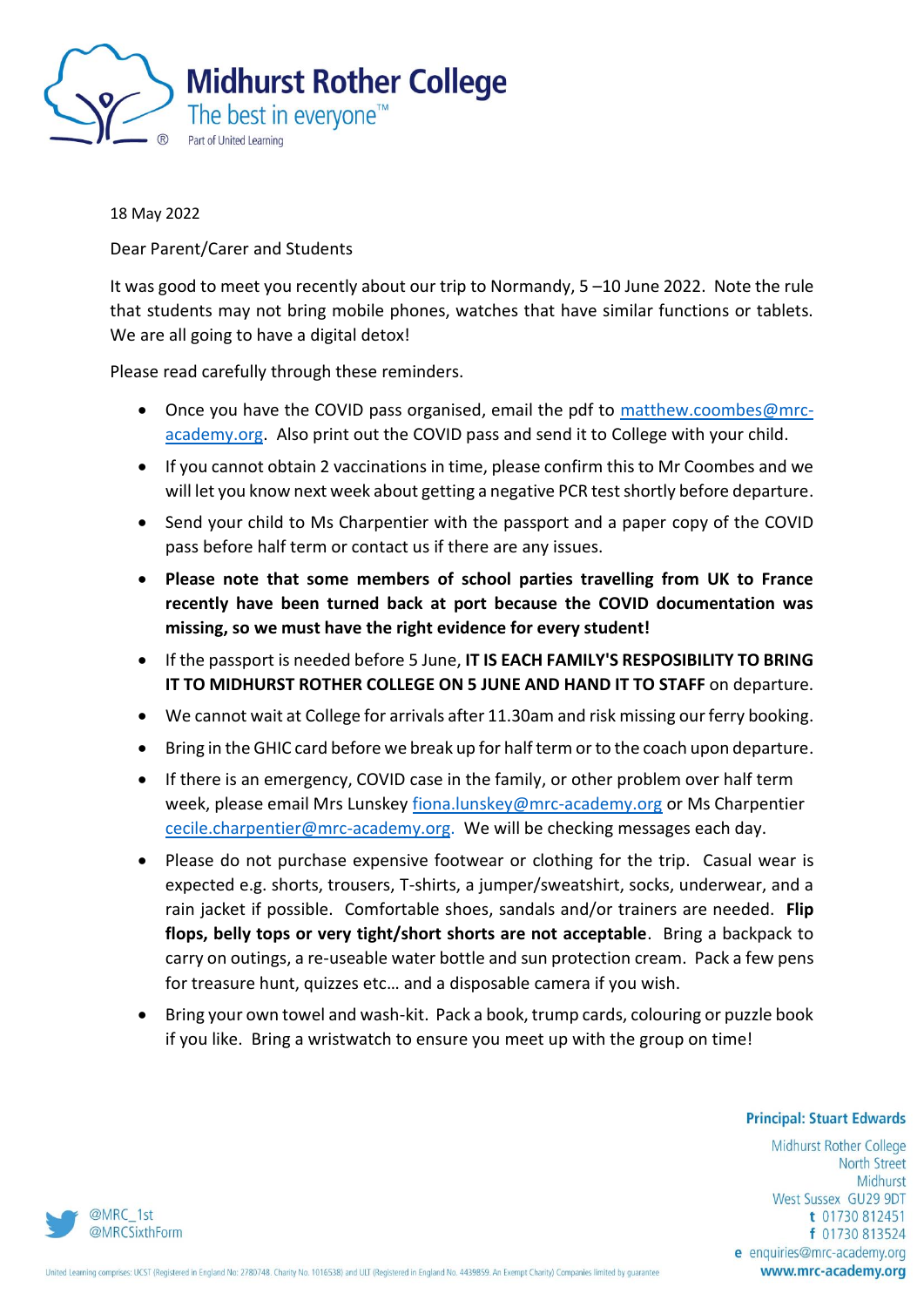# Midhurst Rother College

The best in everyone™

Part of United Learning

18 May 2022

Dear Parent/Carer and Students

It was good to meet you recently about our trip to Normandy, 5 –10 June 2022. Note the rule that students may not bring mobile phones, watches that have similar functions or tablets. We are all going to have a digital detox!

Please read carefully through these reminders.

- Once you have the COVID pass organised, email the pdf to matthew.coombes@mrc-academy.org. Also print out the COVID pass and send it to College with your child.
- If you cannot obtain 2 vaccinations in time, please confirm this to Mr Coombes and we will let you know next week about getting a negative PCR test shortly before departure.
- Send your child to Ms Charpentier with the passport and a paper copy of the COVID pass before half term or contact us if there are any issues.
- **Please note that some members of school parties travelling from UK to France recently have been turned back at port because the COVID documentation was missing, so we must have the right evidence for every student!**
- If the passport is needed before 5 June, **IT IS EACH FAMILY'S RESPOSIBILITY TO BRING IT TO MIDHURST ROTHER COLLEGE ON 5 JUNE AND HAND IT TO STAFF** on departure.
- We cannot wait at College for arrivals after 11.30am and risk missing our ferry booking.
- Bring in the GHIC card before we break up for half term or to the coach upon departure.
- If there is an emergency, COVID case in the family, or other problem over half term week, please email Mrs Lunskey fiona.lunskey@mrc-academy.org or Ms Charpentier cecile.charpentier@mrc-academy.org. We will be checking messages each day.
- Please do not purchase expensive footwear or clothing for the trip. Casual wear is expected e.g. shorts, trousers, T-shirts, a jumper/sweatshirt, socks, underwear, and a rain jacket if possible. Comfortable shoes, sandals and/or trainers are needed. **Flip flops, belly tops or very tight/short shorts are not acceptable**. Bring a backpack to carry on outings, a re-useable water bottle and sun protection cream. Pack a few pens for treasure hunt, quizzes etc… and a disposable camera if you wish.
- Bring your own towel and wash-kit. Pack a book, trump cards, colouring or puzzle book if you like. Bring a wristwatch to ensure you meet up with the group on time!

**Principal: Stuart Edwards**

Midhurst Rother College
North Street
Midhurst
West Sussex GU29 9DT
t 01730 812451
f 01730 813524
e enquiries@mrc-academy.org
**www.mrc-academy.org**

@MRC_1st
@MRCSixthForm

United Learning comprises: UCST (Registered in England No: 2780748. Charity No. 1016538) and ULT (Registered in England No. 4439859. An Exempt Charity) Companies limited by guarantee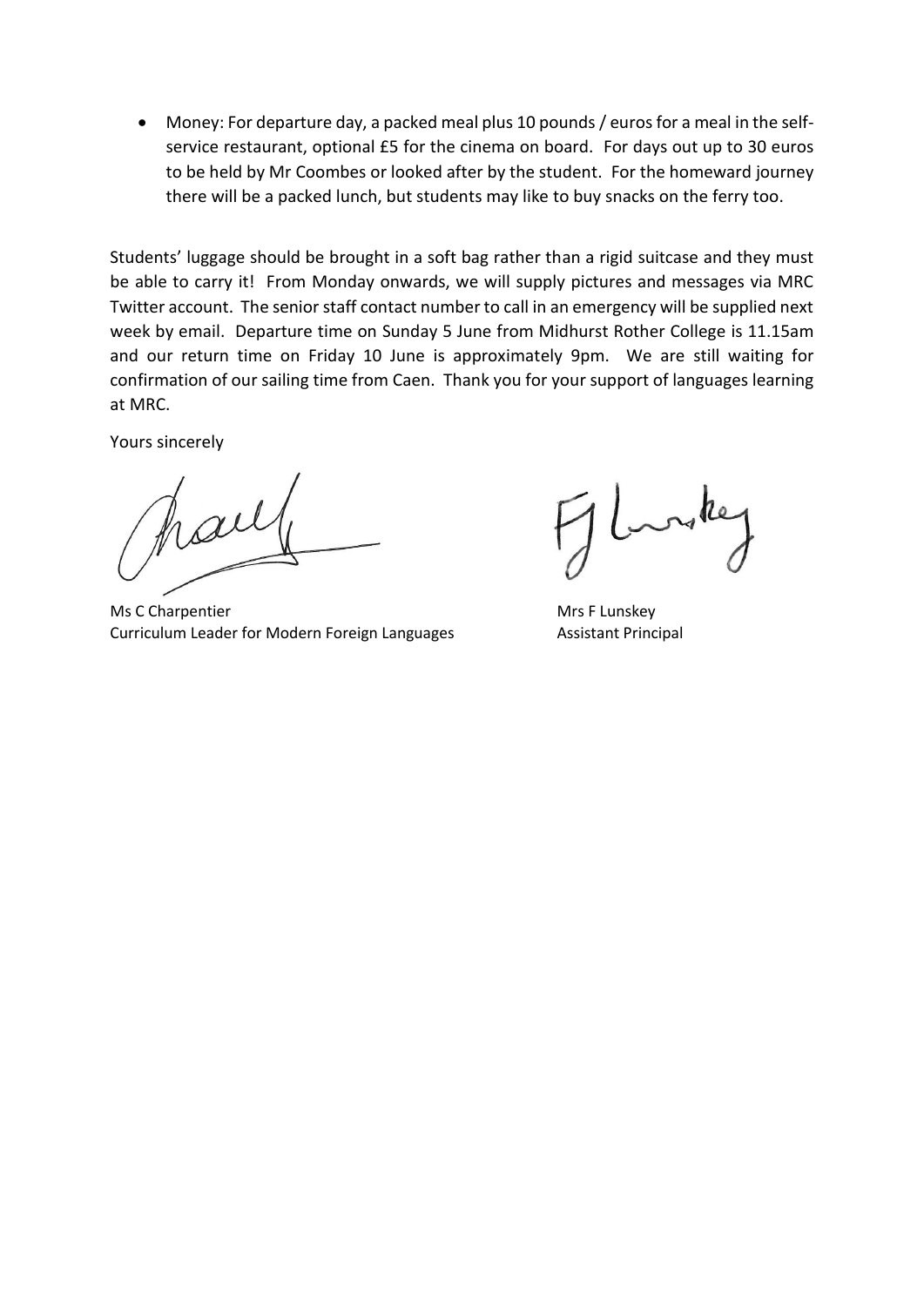- Money: For departure day, a packed meal plus 10 pounds / euros for a meal in the self-service restaurant, optional £5 for the cinema on board. For days out up to 30 euros to be held by Mr Coombes or looked after by the student. For the homeward journey there will be a packed lunch, but students may like to buy snacks on the ferry too.

Students' luggage should be brought in a soft bag rather than a rigid suitcase and they must be able to carry it! From Monday onwards, we will supply pictures and messages via MRC Twitter account. The senior staff contact number to call in an emergency will be supplied next week by email. Departure time on Sunday 5 June from Midhurst Rother College is 11.15am and our return time on Friday 10 June is approximately 9pm. We are still waiting for confirmation of our sailing time from Caen. Thank you for your support of languages learning at MRC.

Yours sincerely

Ms C Charpentier
Curriculum Leader for Modern Foreign Languages

Mrs F Lunskey
Assistant Principal